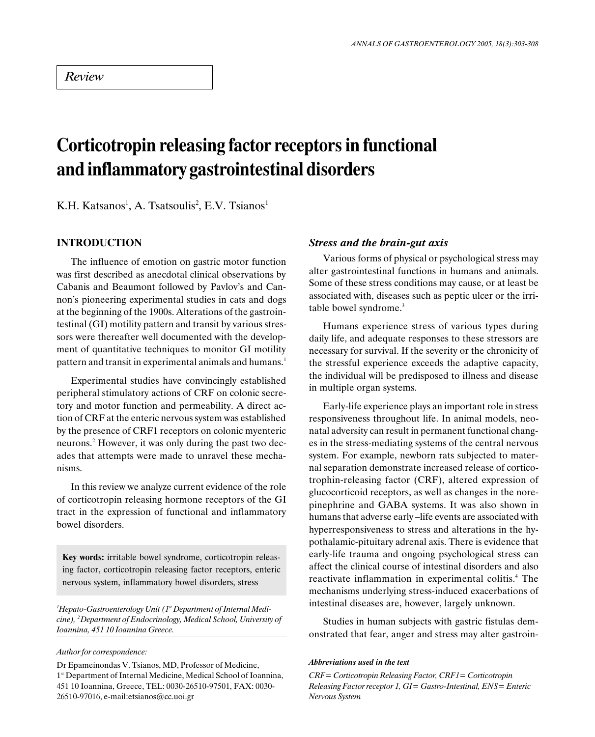*Review*

# Corticotropin releasing factor receptors in functional and inflammatory gastrointestinal disorders

K.H. Katsanos[1], A. Tsatsoulis[2], E.V. Tsianos[1]

## INTRODUCTION

The influence of emotion on gastric motor function was first described as anecdotal clinical observations by Cabanis and Beaumont followed by Pavlov's and Cannon's pioneering experimental studies in cats and dogs at the beginning of the 1900s. Alterations of the gastrointestinal (GI) motility pattern and transit by various stressors were thereafter well documented with the development of quantitative techniques to monitor GI motility pattern and transit in experimental animals and humans.[1]

Experimental studies have convincingly established peripheral stimulatory actions of CRF on colonic secretory and motor function and permeability. A direct action of CRF at the enteric nervous system was established by the presence of CRF1 receptors on colonic myenteric neurons.[2] However, it was only during the past two decades that attempts were made to unravel these mechanisms.

In this review we analyze current evidence of the role of corticotropin releasing hormone receptors of the GI tract in the expression of functional and inflammatory bowel disorders.

**Key words:** irritable bowel syndrome, corticotropin releasing factor, corticotropin releasing factor receptors, enteric nervous system, inflammatory bowel disorders, stress

*[1]Hepato-Gastroenterology Unit (1st Department of Internal Medicine), [2]Department of Endocrinology, Medical School, University of Ioannina, 451 10 Ioannina Greece.*

*Author for correspondence:*

Dr Epameinondas V. Tsianos, MD, Professor of Medicine, 1st Department of Internal Medicine, Medical School of Ioannina, 451 10 Ioannina, Greece, TEL: 0030-26510-97501, FAX: 0030-26510-97016, e-mail:etsianos@cc.uoi.gr

### *Stress and the brain-gut axis*

Various forms of physical or psychological stress may alter gastrointestinal functions in humans and animals. Some of these stress conditions may cause, or at least be associated with, diseases such as peptic ulcer or the irritable bowel syndrome.[3]

Humans experience stress of various types during daily life, and adequate responses to these stressors are necessary for survival. If the severity or the chronicity of the stressful experience exceeds the adaptive capacity, the individual will be predisposed to illness and disease in multiple organ systems.

Early-life experience plays an important role in stress responsiveness throughout life. In animal models, neonatal adversity can result in permanent functional changes in the stress-mediating systems of the central nervous system. For example, newborn rats subjected to maternal separation demonstrate increased release of corticotrophin-releasing factor (CRF), altered expression of glucocorticoid receptors, as well as changes in the norepinephrine and GABA systems. It was also shown in humans that adverse early –life events are associated with hyperresponsiveness to stress and alterations in the hypothalamic-pituitary adrenal axis. There is evidence that early-life trauma and ongoing psychological stress can affect the clinical course of intestinal disorders and also reactivate inflammation in experimental colitis.[4] The mechanisms underlying stress-induced exacerbations of intestinal diseases are, however, largely unknown.

Studies in human subjects with gastric fistulas demonstrated that fear, anger and stress may alter gastroin-

***Abbreviations used in the text***

*CRF= Corticotropin Releasing Factor, CRF1= Corticotropin Releasing Factor receptor 1, GI= Gastro-Intestinal, ENS= Enteric Nervous System*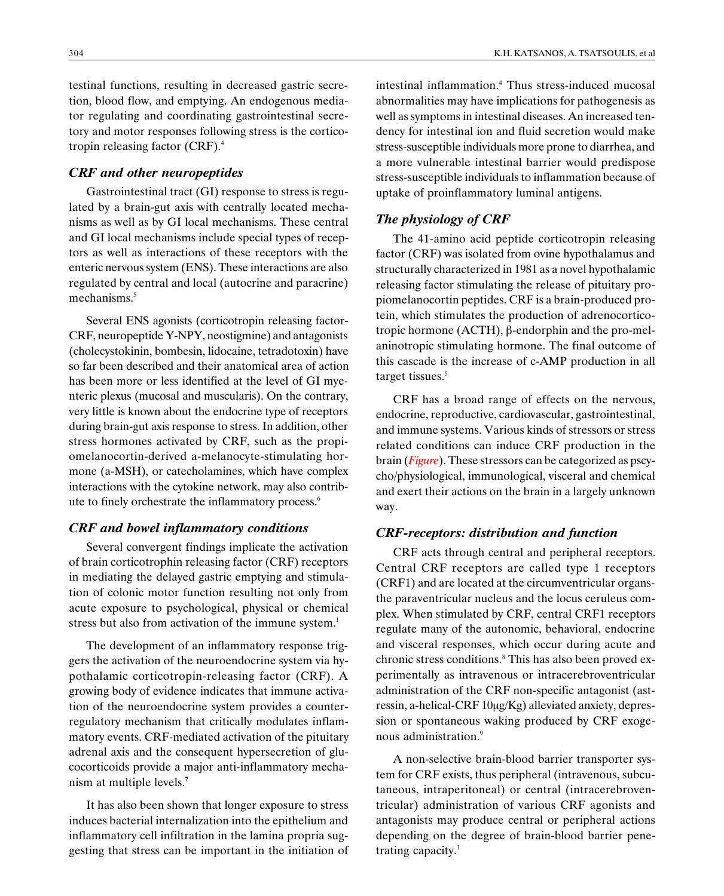testinal functions, resulting in decreased gastric secretion, blood flow, and emptying. An endogenous mediator regulating and coordinating gastrointestinal secretory and motor responses following stress is the corticotropin releasing factor (CRF).[4]

### *CRF and other neuropeptides*

Gastrointestinal tract (GI) response to stress is regulated by a brain-gut axis with centrally located mechanisms as well as by GI local mechanisms. These central and GI local mechanisms include special types of receptors as well as interactions of these receptors with the enteric nervous system (ENS). These interactions are also regulated by central and local (autocrine and paracrine) mechanisms.[5]

Several ENS agonists (corticotropin releasing factor-CRF, neuropeptide Y-NPY, neostigmine) and antagonists (cholecystokinin, bombesin, lidocaine, tetradotoxin) have so far been described and their anatomical area of action has been more or less identified at the level of GI myenteric plexus (mucosal and muscularis). On the contrary, very little is known about the endocrine type of receptors during brain-gut axis response to stress. In addition, other stress hormones activated by CRF, such as the propiomelanocortin-derived a-melanocyte-stimulating hormone (a-MSH), or catecholamines, which have complex interactions with the cytokine network, may also contribute to finely orchestrate the inflammatory process.[6]

### *CRF and bowel inflammatory conditions*

Several convergent findings implicate the activation of brain corticotrophin releasing factor (CRF) receptors in mediating the delayed gastric emptying and stimulation of colonic motor function resulting not only from acute exposure to psychological, physical or chemical stress but also from activation of the immune system.[1]

The development of an inflammatory response triggers the activation of the neuroendocrine system via hypothalamic corticotropin-releasing factor (CRF). A growing body of evidence indicates that immune activation of the neuroendocrine system provides a counter-regulatory mechanism that critically modulates inflammatory events. CRF-mediated activation of the pituitary adrenal axis and the consequent hypersecretion of glucocorticoids provide a major anti-inflammatory mechanism at multiple levels.[7]

It has also been shown that longer exposure to stress induces bacterial internalization into the epithelium and inflammatory cell infiltration in the lamina propria suggesting that stress can be important in the initiation of intestinal inflammation.[4] Thus stress-induced mucosal abnormalities may have implications for pathogenesis as well as symptoms in intestinal diseases. An increased tendency for intestinal ion and fluid secretion would make stress-susceptible individuals more prone to diarrhea, and a more vulnerable intestinal barrier would predispose stress-susceptible individuals to inflammation because of uptake of proinflammatory luminal antigens.

### *The physiology of CRF*

The 41-amino acid peptide corticotropin releasing factor (CRF) was isolated from ovine hypothalamus and structurally characterized in 1981 as a novel hypothalamic releasing factor stimulating the release of pituitary propiomelanocortin peptides. CRF is a brain-produced protein, which stimulates the production of adrenocorticotropic hormone (ACTH), β-endorphin and the pro-melaninotropic stimulating hormone. The final outcome of this cascade is the increase of c-AMP production in all target tissues.[5]

CRF has a broad range of effects on the nervous, endocrine, reproductive, cardiovascular, gastrointestinal, and immune systems. Various kinds of stressors or stress related conditions can induce CRF production in the brain (*Figure*). These stressors can be categorized as pscycho/physiological, immunological, visceral and chemical and exert their actions on the brain in a largely unknown way.

### *CRF-receptors: distribution and function*

CRF acts through central and peripheral receptors. Central CRF receptors are called type 1 receptors (CRF1) and are located at the circumventricular organs-the paraventricular nucleus and the locus ceruleus complex. When stimulated by CRF, central CRF1 receptors regulate many of the autonomic, behavioral, endocrine and visceral responses, which occur during acute and chronic stress conditions.[8] This has also been proved experimentally as intravenous or intracerebroventricular administration of the CRF non-specific antagonist (astressin, a-helical-CRF 10μg/Kg) alleviated anxiety, depression or spontaneous waking produced by CRF exogenous administration.[9]

A non-selective brain-blood barrier transporter system for CRF exists, thus peripheral (intravenous, subcutaneous, intraperitoneal) or central (intracerebroventricular) administration of various CRF agonists and antagonists may produce central or peripheral actions depending on the degree of brain-blood barrier penetrating capacity.[1]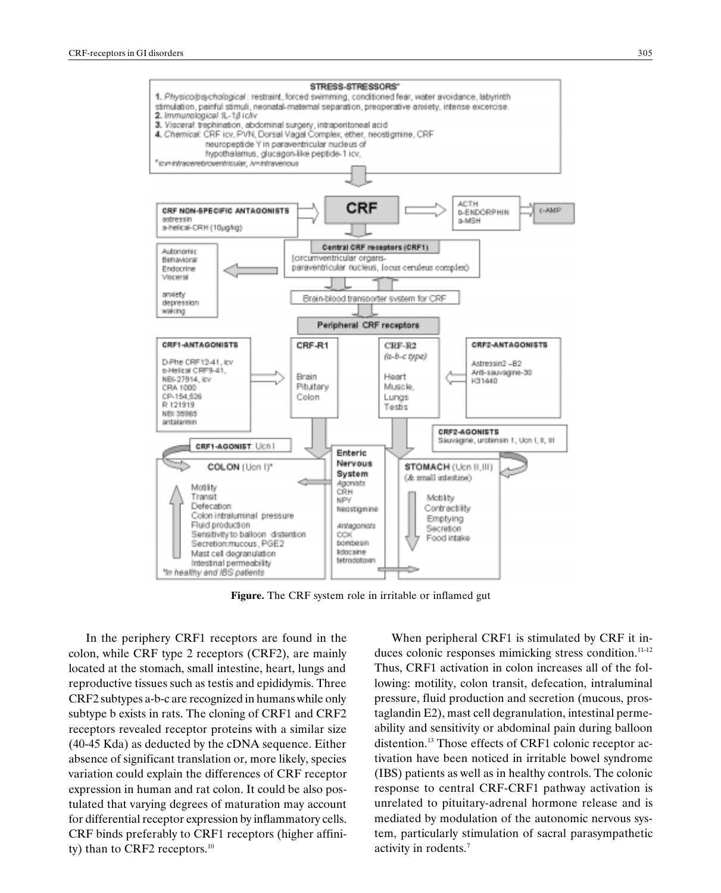**Figure.** The CRF system role in irritable or inflamed gut

In the periphery CRF1 receptors are found in the colon, while CRF type 2 receptors (CRF2), are mainly located at the stomach, small intestine, heart, lungs and reproductive tissues such as testis and epididymis. Three CRF2 subtypes a-b-c are recognized in humans while only subtype b exists in rats. The cloning of CRF1 and CRF2 receptors revealed receptor proteins with a similar size (40-45 Kda) as deducted by the cDNA sequence. Either absence of significant translation or, more likely, species variation could explain the differences of CRF receptor expression in human and rat colon. It could be also postulated that varying degrees of maturation may account for differential receptor expression by inflammatory cells. CRF binds preferably to CRF1 receptors (higher affinity) than to CRF2 receptors.[10]

When peripheral CRF1 is stimulated by CRF it induces colonic responses mimicking stress condition.[11-12] Thus, CRF1 activation in colon increases all of the following: motility, colon transit, defecation, intraluminal pressure, fluid production and secretion (mucous, prostaglandin E2), mast cell degranulation, intestinal permeability and sensitivity or abdominal pain during balloon distention.[13] Those effects of CRF1 colonic receptor activation have been noticed in irritable bowel syndrome (IBS) patients as well as in healthy controls. The colonic response to central CRF-CRF1 pathway activation is unrelated to pituitary-adrenal hormone release and is mediated by modulation of the autonomic nervous system, particularly stimulation of sacral parasympathetic activity in rodents.[7]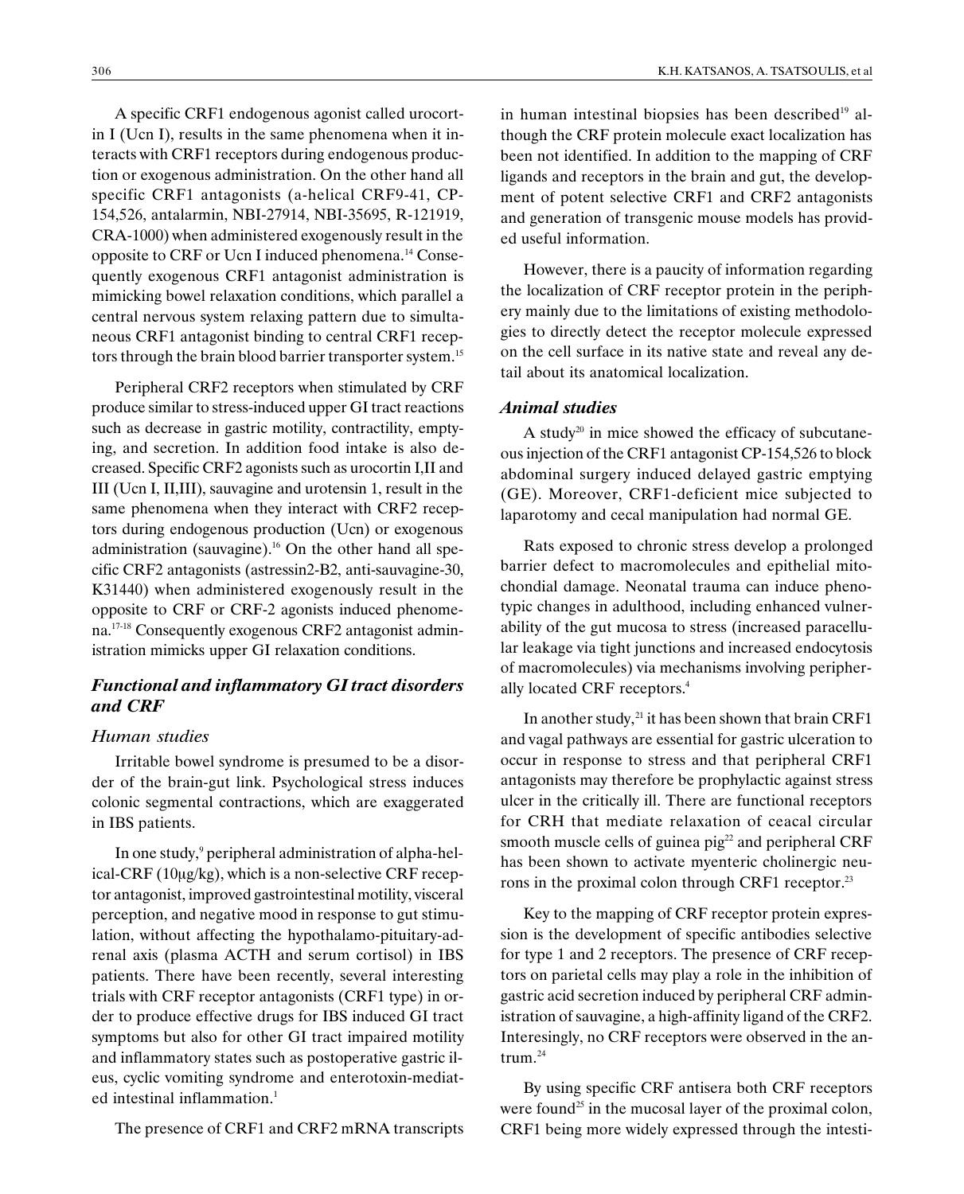A specific CRF1 endogenous agonist called urocortin I (Ucn I), results in the same phenomena when it interacts with CRF1 receptors during endogenous production or exogenous administration. On the other hand all specific CRF1 antagonists (a-helical CRF9-41, CP-154,526, antalarmin, NBI-27914, NBI-35695, R-121919, CRA-1000) when administered exogenously result in the opposite to CRF or Ucn I induced phenomena.[14] Consequently exogenous CRF1 antagonist administration is mimicking bowel relaxation conditions, which parallel a central nervous system relaxing pattern due to simultaneous CRF1 antagonist binding to central CRF1 receptors through the brain blood barrier transporter system.[15]

Peripheral CRF2 receptors when stimulated by CRF produce similar to stress-induced upper GI tract reactions such as decrease in gastric motility, contractility, emptying, and secretion. In addition food intake is also decreased. Specific CRF2 agonists such as urocortin I,II and III (Ucn I, II,III), sauvagine and urotensin 1, result in the same phenomena when they interact with CRF2 receptors during endogenous production (Ucn) or exogenous administration (sauvagine).[16] On the other hand all specific CRF2 antagonists (astressin2-B2, anti-sauvagine-30, K31440) when administered exogenously result in the opposite to CRF or CRF-2 agonists induced phenomena.[17-18] Consequently exogenous CRF2 antagonist administration mimicks upper GI relaxation conditions.

## *Functional and inflammatory GI tract disorders and CRF*

### *Human studies*

Irritable bowel syndrome is presumed to be a disorder of the brain-gut link. Psychological stress induces colonic segmental contractions, which are exaggerated in IBS patients.

In one study,[9] peripheral administration of alpha-helical-CRF (10μg/kg), which is a non-selective CRF receptor antagonist, improved gastrointestinal motility, visceral perception, and negative mood in response to gut stimulation, without affecting the hypothalamo-pituitary-adrenal axis (plasma ACTH and serum cortisol) in IBS patients. There have been recently, several interesting trials with CRF receptor antagonists (CRF1 type) in order to produce effective drugs for IBS induced GI tract symptoms but also for other GI tract impaired motility and inflammatory states such as postoperative gastric ileus, cyclic vomiting syndrome and enterotoxin-mediated intestinal inflammation.[1]

The presence of CRF1 and CRF2 mRNA transcripts in human intestinal biopsies has been described[19] although the CRF protein molecule exact localization has been not identified. In addition to the mapping of CRF ligands and receptors in the brain and gut, the development of potent selective CRF1 and CRF2 antagonists and generation of transgenic mouse models has provided useful information.

However, there is a paucity of information regarding the localization of CRF receptor protein in the periphery mainly due to the limitations of existing methodologies to directly detect the receptor molecule expressed on the cell surface in its native state and reveal any detail about its anatomical localization.

### *Animal studies*

A study[20] in mice showed the efficacy of subcutaneous injection of the CRF1 antagonist CP-154,526 to block abdominal surgery induced delayed gastric emptying (GE). Moreover, CRF1-deficient mice subjected to laparotomy and cecal manipulation had normal GE.

Rats exposed to chronic stress develop a prolonged barrier defect to macromolecules and epithelial mitochondial damage. Neonatal trauma can induce phenotypic changes in adulthood, including enhanced vulnerability of the gut mucosa to stress (increased paracellular leakage via tight junctions and increased endocytosis of macromolecules) via mechanisms involving peripherally located CRF receptors.[4]

In another study,[21] it has been shown that brain CRF1 and vagal pathways are essential for gastric ulceration to occur in response to stress and that peripheral CRF1 antagonists may therefore be prophylactic against stress ulcer in the critically ill. There are functional receptors for CRH that mediate relaxation of ceacal circular smooth muscle cells of guinea pig[22] and peripheral CRF has been shown to activate myenteric cholinergic neurons in the proximal colon through CRF1 receptor.[23]

Key to the mapping of CRF receptor protein expression is the development of specific antibodies selective for type 1 and 2 receptors. The presence of CRF receptors on parietal cells may play a role in the inhibition of gastric acid secretion induced by peripheral CRF administration of sauvagine, a high-affinity ligand of the CRF2. Interesingly, no CRF receptors were observed in the antrum.[24]

By using specific CRF antisera both CRF receptors were found[25] in the mucosal layer of the proximal colon, CRF1 being more widely expressed through the intesti-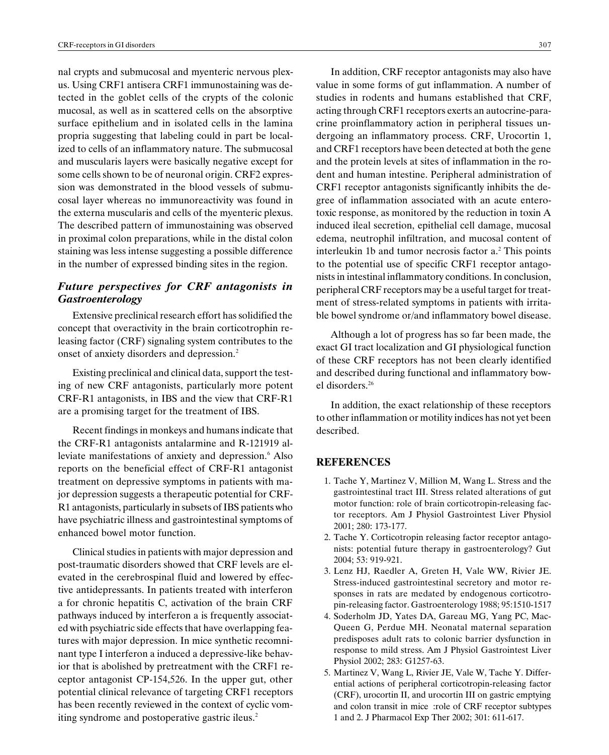nal crypts and submucosal and myenteric nervous plexus. Using CRF1 antisera CRF1 immunostaining was detected in the goblet cells of the crypts of the colonic mucosal, as well as in scattered cells on the absorptive surface epithelium and in isolated cells in the lamina propria suggesting that labeling could in part be localized to cells of an inflammatory nature. The submucosal and muscularis layers were basically negative except for some cells shown to be of neuronal origin. CRF2 expression was demonstrated in the blood vessels of submucosal layer whereas no immunoreactivity was found in the externa muscularis and cells of the myenteric plexus. The described pattern of immunostaining was observed in proximal colon preparations, while in the distal colon staining was less intense suggesting a possible difference in the number of expressed binding sites in the region.

## *Future perspectives for CRF antagonists in Gastroenterology*

Extensive preclinical research effort has solidified the concept that overactivity in the brain corticotrophin releasing factor (CRF) signaling system contributes to the onset of anxiety disorders and depression.[2]

Existing preclinical and clinical data, support the testing of new CRF antagonists, particularly more potent CRF-R1 antagonists, in IBS and the view that CRF-R1 are a promising target for the treatment of IBS.

Recent findings in monkeys and humans indicate that the CRF-R1 antagonists antalarmine and R-121919 alleviate manifestations of anxiety and depression.[6] Also reports on the beneficial effect of CRF-R1 antagonist treatment on depressive symptoms in patients with major depression suggests a therapeutic potential for CRF-R1 antagonists, particularly in subsets of IBS patients who have psychiatric illness and gastrointestinal symptoms of enhanced bowel motor function.

Clinical studies in patients with major depression and post-traumatic disorders showed that CRF levels are elevated in the cerebrospinal fluid and lowered by effective antidepressants. In patients treated with interferon a for chronic hepatitis C, activation of the brain CRF pathways induced by interferon a is frequently associated with psychiatric side effects that have overlapping features with major depression. In mice synthetic recomninant type I interferon a induced a depressive-like behavior that is abolished by pretreatment with the CRF1 receptor antagonist CP-154,526. In the upper gut, other potential clinical relevance of targeting CRF1 receptors has been recently reviewed in the context of cyclic vomiting syndrome and postoperative gastric ileus.[2]

In addition, CRF receptor antagonists may also have value in some forms of gut inflammation. A number of studies in rodents and humans established that CRF, acting through CRF1 receptors exerts an autocrine-paracrine proinflammatory action in peripheral tissues undergoing an inflammatory process. CRF, Urocortin 1, and CRF1 receptors have been detected at both the gene and the protein levels at sites of inflammation in the rodent and human intestine. Peripheral administration of CRF1 receptor antagonists significantly inhibits the degree of inflammation associated with an acute enterotoxic response, as monitored by the reduction in toxin A induced ileal secretion, epithelial cell damage, mucosal edema, neutrophil infiltration, and mucosal content of interleukin 1b and tumor necrosis factor a.[2] This points to the potential use of specific CRF1 receptor antagonists in intestinal inflammatory conditions. In conclusion, peripheral CRF receptors may be a useful target for treatment of stress-related symptoms in patients with irritable bowel syndrome or/and inflammatory bowel disease.

Although a lot of progress has so far been made, the exact GI tract localization and GI physiological function of these CRF receptors has not been clearly identified and described during functional and inflammatory bowel disorders.[26]

In addition, the exact relationship of these receptors to other inflammation or motility indices has not yet been described.

## REFERENCES

1. Tache Y, Martinez V, Million M, Wang L. Stress and the gastrointestinal tract III. Stress related alterations of gut motor function: role of brain corticotropin-releasing factor receptors. Am J Physiol Gastrointest Liver Physiol 2001; 280: 173-177.
2. Tache Y. Corticotropin releasing factor receptor antagonists: potential future therapy in gastroenterology? Gut 2004; 53: 919-921.
3. Lenz HJ, Raedler A, Greten H, Vale WW, Rivier JE. Stress-induced gastrointestinal secretory and motor responses in rats are medated by endogenous corticotropin-releasing factor. Gastroenterology 1988; 95:1510-1517
4. Soderholm JD, Yates DA, Gareau MG, Yang PC, MacQueen G, Perdue MH. Neonatal maternal separation predisposes adult rats to colonic barrier dysfunction in response to mild stress. Am J Physiol Gastrointest Liver Physiol 2002; 283: G1257-63.
5. Martinez V, Wang L, Rivier JE, Vale W, Tache Y. Differential actions of peripheral corticotropin-releasing factor (CRF), urocortin II, and urocortin III on gastric emptying and colon transit in mice :role of CRF receptor subtypes 1 and 2. J Pharmacol Exp Ther 2002; 301: 611-617.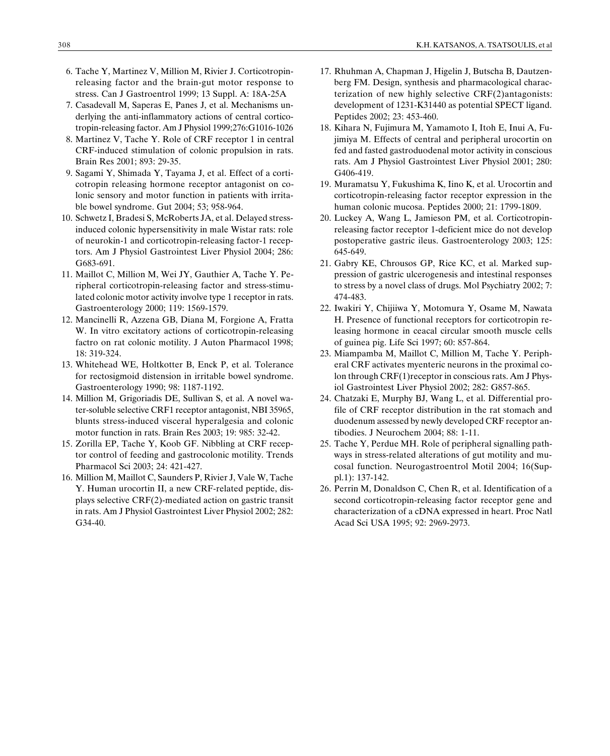6. Tache Y, Martinez V, Million M, Rivier J. Corticotropin-releasing factor and the brain-gut motor response to stress. Can J Gastroentrol 1999; 13 Suppl. A: 18A-25A
7. Casadevall M, Saperas E, Panes J, et al. Mechanisms underlying the anti-inflammatory actions of central corticotropin-releasing factor. Am J Physiol 1999;276:G1016-1026
8. Martinez V, Tache Y. Role of CRF receptor 1 in central CRF-induced stimulation of colonic propulsion in rats. Brain Res 2001; 893: 29-35.
9. Sagami Y, Shimada Y, Tayama J, et al. Effect of a corticotropin releasing hormone receptor antagonist on colonic sensory and motor function in patients with irritable bowel syndrome. Gut 2004; 53; 958-964.
10. Schwetz I, Bradesi S, McRoberts JA, et al. Delayed stress-induced colonic hypersensitivity in male Wistar rats: role of neurokin-1 and corticotropin-releasing factor-1 receptors. Am J Physiol Gastrointest Liver Physiol 2004; 286: G683-691.
11. Maillot C, Million M, Wei JY, Gauthier A, Tache Y. Peripheral corticotropin-releasing factor and stress-stimulated colonic motor activity involve type 1 receptor in rats. Gastroenterology 2000; 119: 1569-1579.
12. Mancinelli R, Azzena GB, Diana M, Forgione A, Fratta W. In vitro excitatory actions of corticotropin-releasing factro on rat colonic motility. J Auton Pharmacol 1998; 18: 319-324.
13. Whitehead WE, Holtkotter B, Enck P, et al. Tolerance for rectosigmoid distension in irritable bowel syndrome. Gastroenterology 1990; 98: 1187-1192.
14. Million M, Grigoriadis DE, Sullivan S, et al. A novel water-soluble selective CRF1 receptor antagonist, NBI 35965, blunts stress-induced visceral hyperalgesia and colonic motor function in rats. Brain Res 2003; 19: 985: 32-42.
15. Zorilla EP, Tache Y, Koob GF. Nibbling at CRF receptor control of feeding and gastrocolonic motility. Trends Pharmacol Sci 2003; 24: 421-427.
16. Million M, Maillot C, Saunders P, Rivier J, Vale W, Tache Y. Human urocortin II, a new CRF-related peptide, displays selective CRF(2)-mediated action on gastric transit in rats. Am J Physiol Gastrointest Liver Physiol 2002; 282: G34-40.
17. Rhuhman A, Chapman J, Higelin J, Butscha B, Dautzenberg FM. Design, synthesis and pharmacological characterization of new highly selective CRF(2)antagonists: development of 1231-K31440 as potential SPECT ligand. Peptides 2002; 23: 453-460.
18. Kihara N, Fujimura M, Yamamoto I, Itoh E, Inui A, Fujimiya M. Effects of central and peripheral urocortin on fed and fasted gastroduodenal motor activity in conscious rats. Am J Physiol Gastrointest Liver Physiol 2001; 280: G406-419.
19. Muramatsu Y, Fukushima K, Iino K, et al. Urocortin and corticotropin-releasing factor receptor expression in the human colonic mucosa. Peptides 2000; 21: 1799-1809.
20. Luckey A, Wang L, Jamieson PM, et al. Corticotropin-releasing factor receptor 1-deficient mice do not develop postoperative gastric ileus. Gastroenterology 2003; 125: 645-649.
21. Gabry KE, Chrousos GP, Rice KC, et al. Marked suppression of gastric ulcerogenesis and intestinal responses to stress by a novel class of drugs. Mol Psychiatry 2002; 7: 474-483.
22. Iwakiri Y, Chijiiwa Y, Motomura Y, Osame M, Nawata H. Presence of functional receptors for corticotropin releasing hormone in ceacal circular smooth muscle cells of guinea pig. Life Sci 1997; 60: 857-864.
23. Miampamba M, Maillot C, Million M, Tache Y. Peripheral CRF activates myenteric neurons in the proximal colon through CRF(1)receptor in conscious rats. Am J Physiol Gastrointest Liver Physiol 2002; 282: G857-865.
24. Chatzaki E, Murphy BJ, Wang L, et al. Differential profile of CRF receptor distribution in the rat stomach and duodenum assessed by newly developed CRF receptor antibodies. J Neurochem 2004; 88: 1-11.
25. Tache Y, Perdue MH. Role of peripheral signalling pathways in stress-related alterations of gut motility and mucosal function. Neurogastroentrol Motil 2004; 16(Suppl.1): 137-142.
26. Perrin M, Donaldson C, Chen R, et al. Identification of a second corticotropin-releasing factor receptor gene and characterization of a cDNA expressed in heart. Proc Natl Acad Sci USA 1995; 92: 2969-2973.